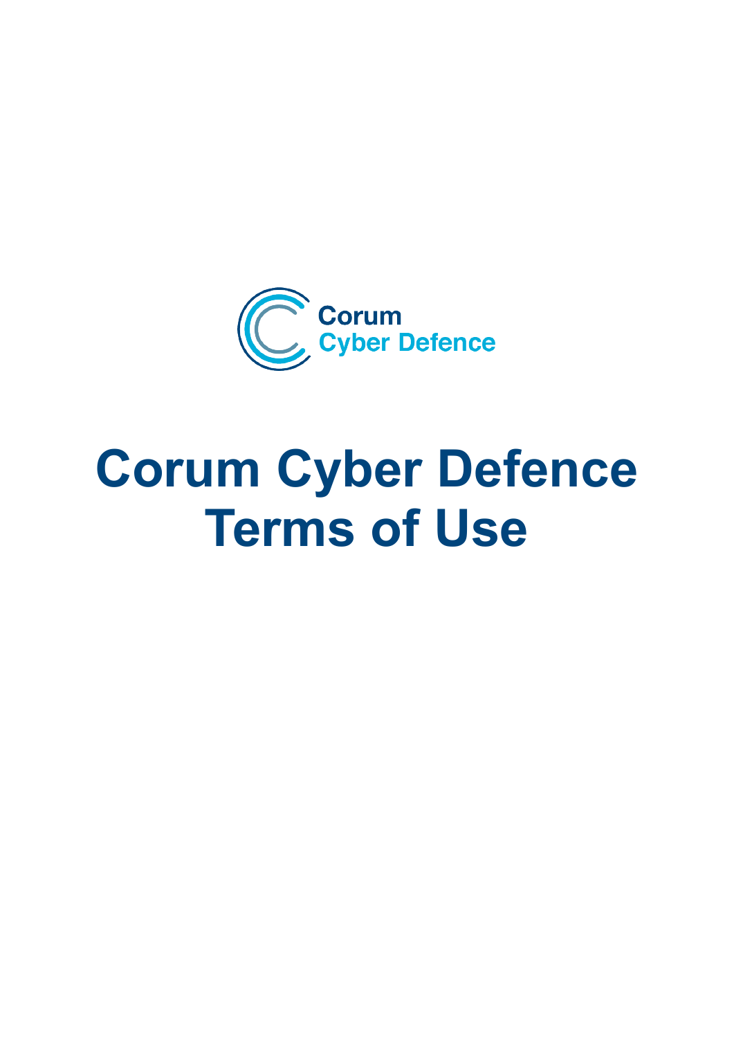Corum
Cyber Defence

# Corum Cyber Defence Terms of Use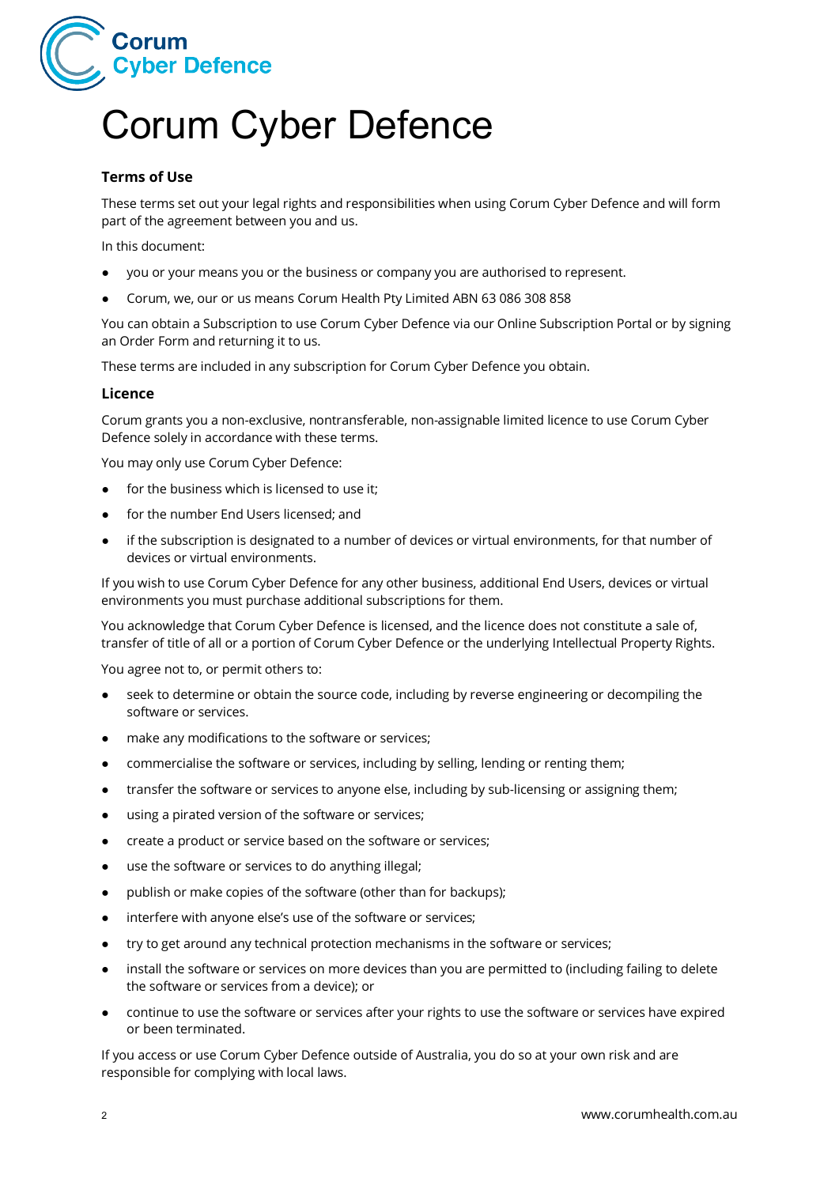# Corum Cyber Defence

### Terms of Use

These terms set out your legal rights and responsibilities when using Corum Cyber Defence and will form part of the agreement between you and us.

In this document:

- you or your means you or the business or company you are authorised to represent.
- Corum, we, our or us means Corum Health Pty Limited ABN 63 086 308 858

You can obtain a Subscription to use Corum Cyber Defence via our Online Subscription Portal or by signing an Order Form and returning it to us.

These terms are included in any subscription for Corum Cyber Defence you obtain.

### Licence

Corum grants you a non-exclusive, nontransferable, non-assignable limited licence to use Corum Cyber Defence solely in accordance with these terms.

You may only use Corum Cyber Defence:

- for the business which is licensed to use it;
- for the number End Users licensed; and
- if the subscription is designated to a number of devices or virtual environments, for that number of devices or virtual environments.

If you wish to use Corum Cyber Defence for any other business, additional End Users, devices or virtual environments you must purchase additional subscriptions for them.

You acknowledge that Corum Cyber Defence is licensed, and the licence does not constitute a sale of, transfer of title of all or a portion of Corum Cyber Defence or the underlying Intellectual Property Rights.

You agree not to, or permit others to:

- seek to determine or obtain the source code, including by reverse engineering or decompiling the software or services.
- make any modifications to the software or services;
- commercialise the software or services, including by selling, lending or renting them;
- transfer the software or services to anyone else, including by sub-licensing or assigning them;
- using a pirated version of the software or services;
- create a product or service based on the software or services;
- use the software or services to do anything illegal;
- publish or make copies of the software (other than for backups);
- interfere with anyone else's use of the software or services;
- try to get around any technical protection mechanisms in the software or services;
- install the software or services on more devices than you are permitted to (including failing to delete the software or services from a device); or
- continue to use the software or services after your rights to use the software or services have expired or been terminated.

If you access or use Corum Cyber Defence outside of Australia, you do so at your own risk and are responsible for complying with local laws.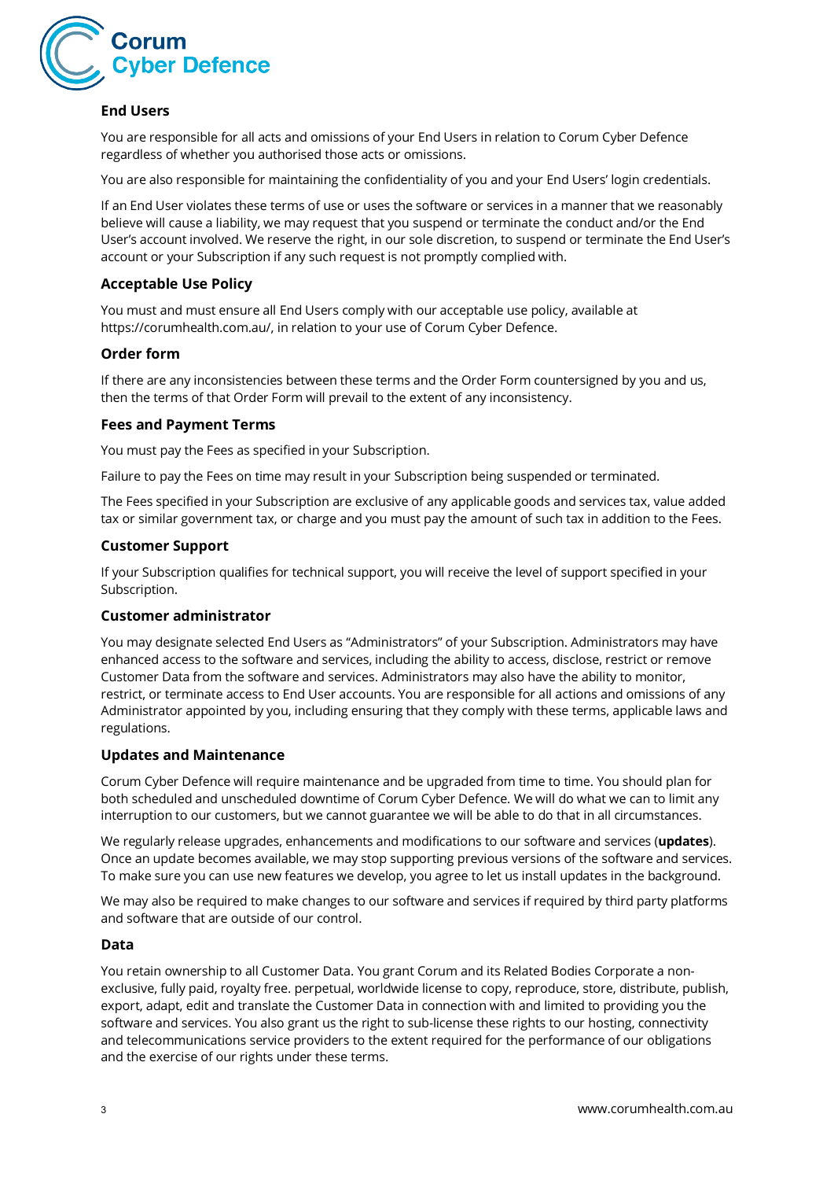### End Users

You are responsible for all acts and omissions of your End Users in relation to Corum Cyber Defence regardless of whether you authorised those acts or omissions.

You are also responsible for maintaining the confidentiality of you and your End Users' login credentials.

If an End User violates these terms of use or uses the software or services in a manner that we reasonably believe will cause a liability, we may request that you suspend or terminate the conduct and/or the End User's account involved. We reserve the right, in our sole discretion, to suspend or terminate the End User's account or your Subscription if any such request is not promptly complied with.

### Acceptable Use Policy

You must and must ensure all End Users comply with our acceptable use policy, available at https://corumhealth.com.au/, in relation to your use of Corum Cyber Defence.

### Order form

If there are any inconsistencies between these terms and the Order Form countersigned by you and us, then the terms of that Order Form will prevail to the extent of any inconsistency.

### Fees and Payment Terms

You must pay the Fees as specified in your Subscription.

Failure to pay the Fees on time may result in your Subscription being suspended or terminated.

The Fees specified in your Subscription are exclusive of any applicable goods and services tax, value added tax or similar government tax, or charge and you must pay the amount of such tax in addition to the Fees.

### Customer Support

If your Subscription qualifies for technical support, you will receive the level of support specified in your Subscription.

### Customer administrator

You may designate selected End Users as "Administrators" of your Subscription. Administrators may have enhanced access to the software and services, including the ability to access, disclose, restrict or remove Customer Data from the software and services. Administrators may also have the ability to monitor, restrict, or terminate access to End User accounts. You are responsible for all actions and omissions of any Administrator appointed by you, including ensuring that they comply with these terms, applicable laws and regulations.

### Updates and Maintenance

Corum Cyber Defence will require maintenance and be upgraded from time to time. You should plan for both scheduled and unscheduled downtime of Corum Cyber Defence. We will do what we can to limit any interruption to our customers, but we cannot guarantee we will be able to do that in all circumstances.

We regularly release upgrades, enhancements and modifications to our software and services (**updates**). Once an update becomes available, we may stop supporting previous versions of the software and services. To make sure you can use new features we develop, you agree to let us install updates in the background.

We may also be required to make changes to our software and services if required by third party platforms and software that are outside of our control.

### Data

You retain ownership to all Customer Data. You grant Corum and its Related Bodies Corporate a non-exclusive, fully paid, royalty free. perpetual, worldwide license to copy, reproduce, store, distribute, publish, export, adapt, edit and translate the Customer Data in connection with and limited to providing you the software and services. You also grant us the right to sub-license these rights to our hosting, connectivity and telecommunications service providers to the extent required for the performance of our obligations and the exercise of our rights under these terms.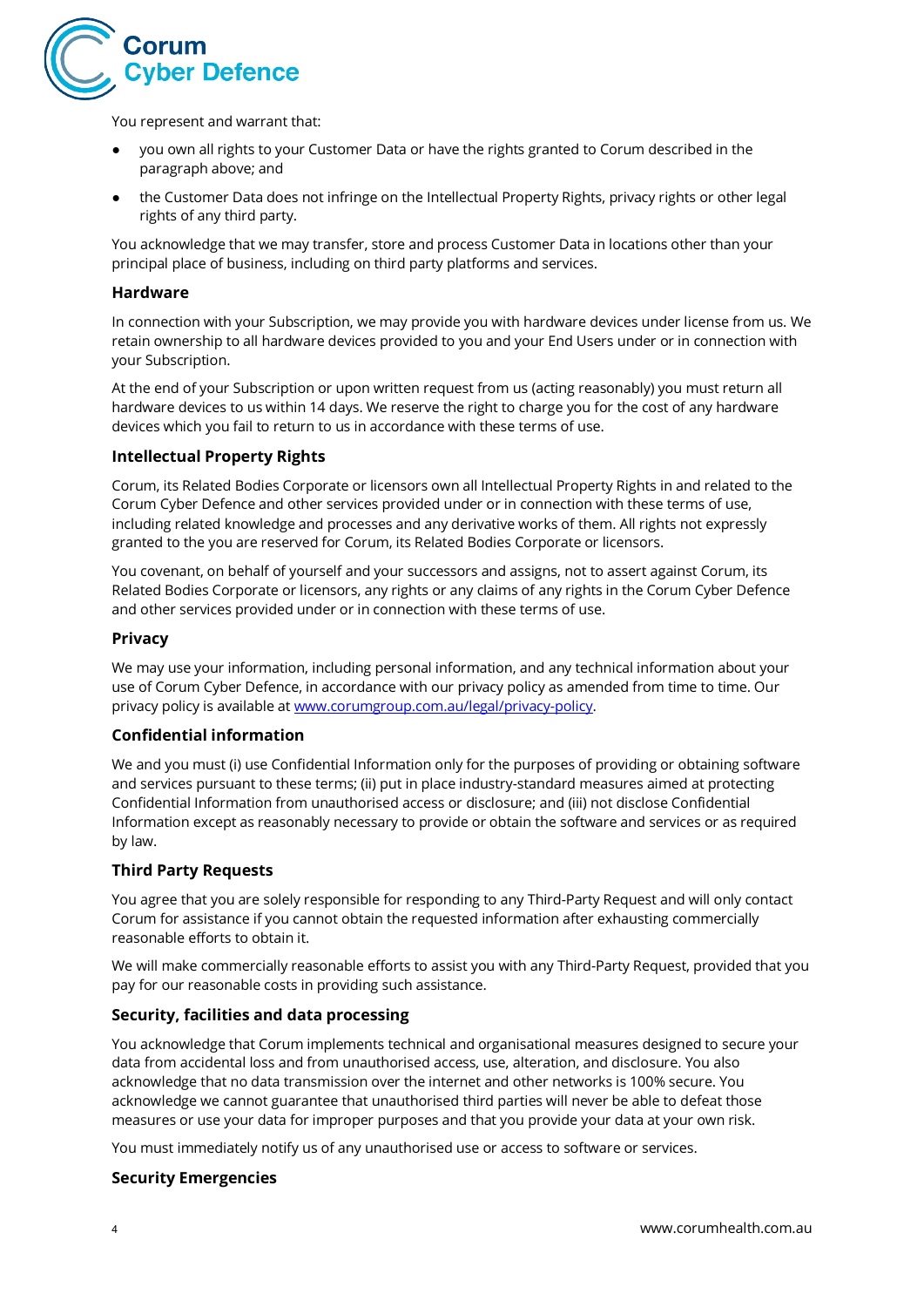You represent and warrant that:

- you own all rights to your Customer Data or have the rights granted to Corum described in the paragraph above; and
- the Customer Data does not infringe on the Intellectual Property Rights, privacy rights or other legal rights of any third party.

You acknowledge that we may transfer, store and process Customer Data in locations other than your principal place of business, including on third party platforms and services.

### Hardware

In connection with your Subscription, we may provide you with hardware devices under license from us. We retain ownership to all hardware devices provided to you and your End Users under or in connection with your Subscription.

At the end of your Subscription or upon written request from us (acting reasonably) you must return all hardware devices to us within 14 days. We reserve the right to charge you for the cost of any hardware devices which you fail to return to us in accordance with these terms of use.

### Intellectual Property Rights

Corum, its Related Bodies Corporate or licensors own all Intellectual Property Rights in and related to the Corum Cyber Defence and other services provided under or in connection with these terms of use, including related knowledge and processes and any derivative works of them. All rights not expressly granted to the you are reserved for Corum, its Related Bodies Corporate or licensors.

You covenant, on behalf of yourself and your successors and assigns, not to assert against Corum, its Related Bodies Corporate or licensors, any rights or any claims of any rights in the Corum Cyber Defence and other services provided under or in connection with these terms of use.

### Privacy

We may use your information, including personal information, and any technical information about your use of Corum Cyber Defence, in accordance with our privacy policy as amended from time to time. Our privacy policy is available at [www.corumgroup.com.au/legal/privacy-policy](www.corumgroup.com.au/legal/privacy-policy).

### Confidential information

We and you must (i) use Confidential Information only for the purposes of providing or obtaining software and services pursuant to these terms; (ii) put in place industry-standard measures aimed at protecting Confidential Information from unauthorised access or disclosure; and (iii) not disclose Confidential Information except as reasonably necessary to provide or obtain the software and services or as required by law.

### Third Party Requests

You agree that you are solely responsible for responding to any Third-Party Request and will only contact Corum for assistance if you cannot obtain the requested information after exhausting commercially reasonable efforts to obtain it.

We will make commercially reasonable efforts to assist you with any Third-Party Request, provided that you pay for our reasonable costs in providing such assistance.

### Security, facilities and data processing

You acknowledge that Corum implements technical and organisational measures designed to secure your data from accidental loss and from unauthorised access, use, alteration, and disclosure. You also acknowledge that no data transmission over the internet and other networks is 100% secure. You acknowledge we cannot guarantee that unauthorised third parties will never be able to defeat those measures or use your data for improper purposes and that you provide your data at your own risk.

You must immediately notify us of any unauthorised use or access to software or services.

### Security Emergencies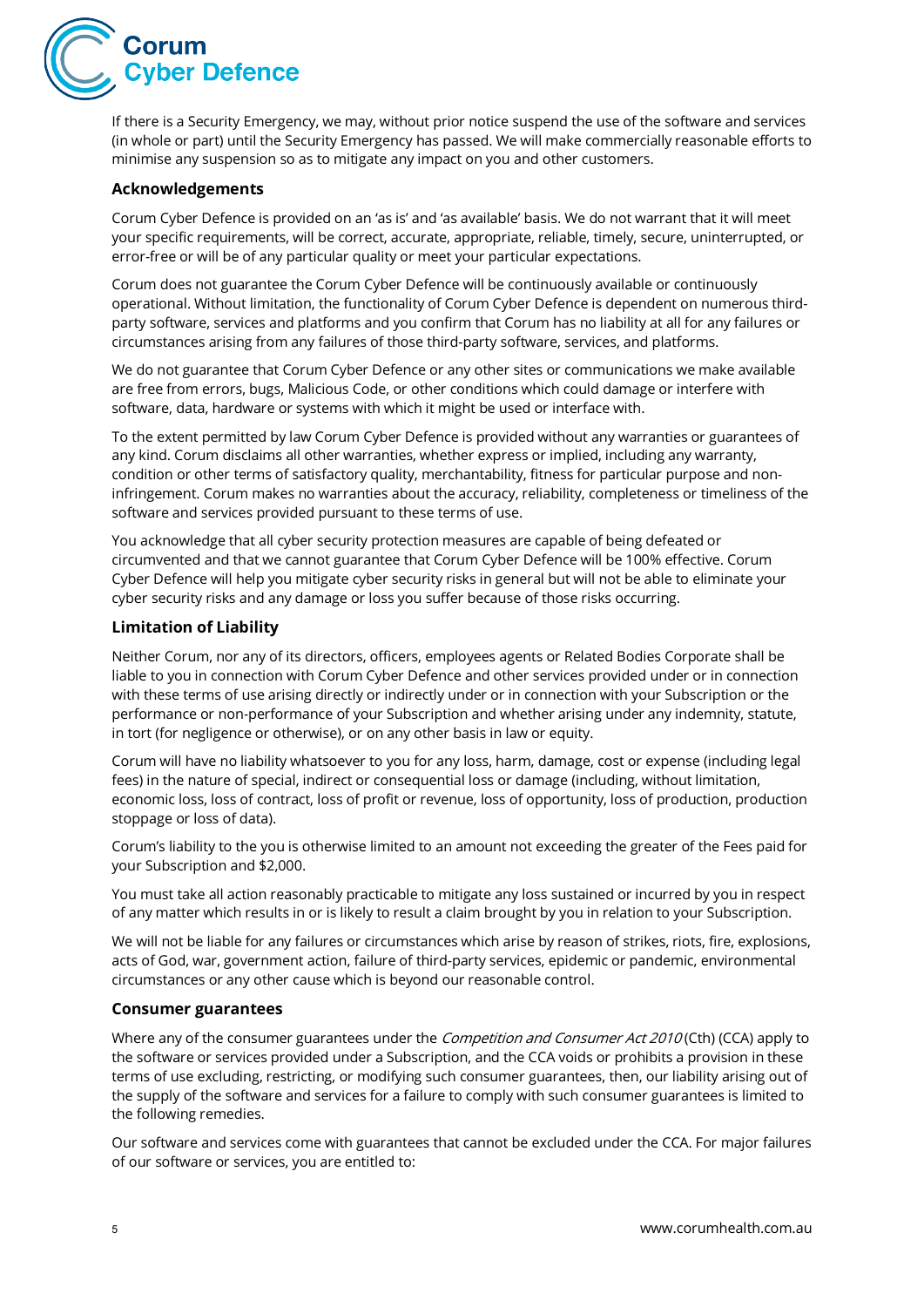If there is a Security Emergency, we may, without prior notice suspend the use of the software and services (in whole or part) until the Security Emergency has passed. We will make commercially reasonable efforts to minimise any suspension so as to mitigate any impact on you and other customers.

### Acknowledgements

Corum Cyber Defence is provided on an 'as is' and 'as available' basis. We do not warrant that it will meet your specific requirements, will be correct, accurate, appropriate, reliable, timely, secure, uninterrupted, or error-free or will be of any particular quality or meet your particular expectations.

Corum does not guarantee the Corum Cyber Defence will be continuously available or continuously operational. Without limitation, the functionality of Corum Cyber Defence is dependent on numerous third-party software, services and platforms and you confirm that Corum has no liability at all for any failures or circumstances arising from any failures of those third-party software, services, and platforms.

We do not guarantee that Corum Cyber Defence or any other sites or communications we make available are free from errors, bugs, Malicious Code, or other conditions which could damage or interfere with software, data, hardware or systems with which it might be used or interface with.

To the extent permitted by law Corum Cyber Defence is provided without any warranties or guarantees of any kind. Corum disclaims all other warranties, whether express or implied, including any warranty, condition or other terms of satisfactory quality, merchantability, fitness for particular purpose and non-infringement. Corum makes no warranties about the accuracy, reliability, completeness or timeliness of the software and services provided pursuant to these terms of use.

You acknowledge that all cyber security protection measures are capable of being defeated or circumvented and that we cannot guarantee that Corum Cyber Defence will be 100% effective. Corum Cyber Defence will help you mitigate cyber security risks in general but will not be able to eliminate your cyber security risks and any damage or loss you suffer because of those risks occurring.

### Limitation of Liability

Neither Corum, nor any of its directors, officers, employees agents or Related Bodies Corporate shall be liable to you in connection with Corum Cyber Defence and other services provided under or in connection with these terms of use arising directly or indirectly under or in connection with your Subscription or the performance or non-performance of your Subscription and whether arising under any indemnity, statute, in tort (for negligence or otherwise), or on any other basis in law or equity.

Corum will have no liability whatsoever to you for any loss, harm, damage, cost or expense (including legal fees) in the nature of special, indirect or consequential loss or damage (including, without limitation, economic loss, loss of contract, loss of profit or revenue, loss of opportunity, loss of production, production stoppage or loss of data).

Corum's liability to the you is otherwise limited to an amount not exceeding the greater of the Fees paid for your Subscription and $2,000.

You must take all action reasonably practicable to mitigate any loss sustained or incurred by you in respect of any matter which results in or is likely to result a claim brought by you in relation to your Subscription.

We will not be liable for any failures or circumstances which arise by reason of strikes, riots, fire, explosions, acts of God, war, government action, failure of third-party services, epidemic or pandemic, environmental circumstances or any other cause which is beyond our reasonable control.

### Consumer guarantees

Where any of the consumer guarantees under the *Competition and Consumer Act 2010* (Cth) (CCA) apply to the software or services provided under a Subscription, and the CCA voids or prohibits a provision in these terms of use excluding, restricting, or modifying such consumer guarantees, then, our liability arising out of the supply of the software and services for a failure to comply with such consumer guarantees is limited to the following remedies.

Our software and services come with guarantees that cannot be excluded under the CCA. For major failures of our software or services, you are entitled to: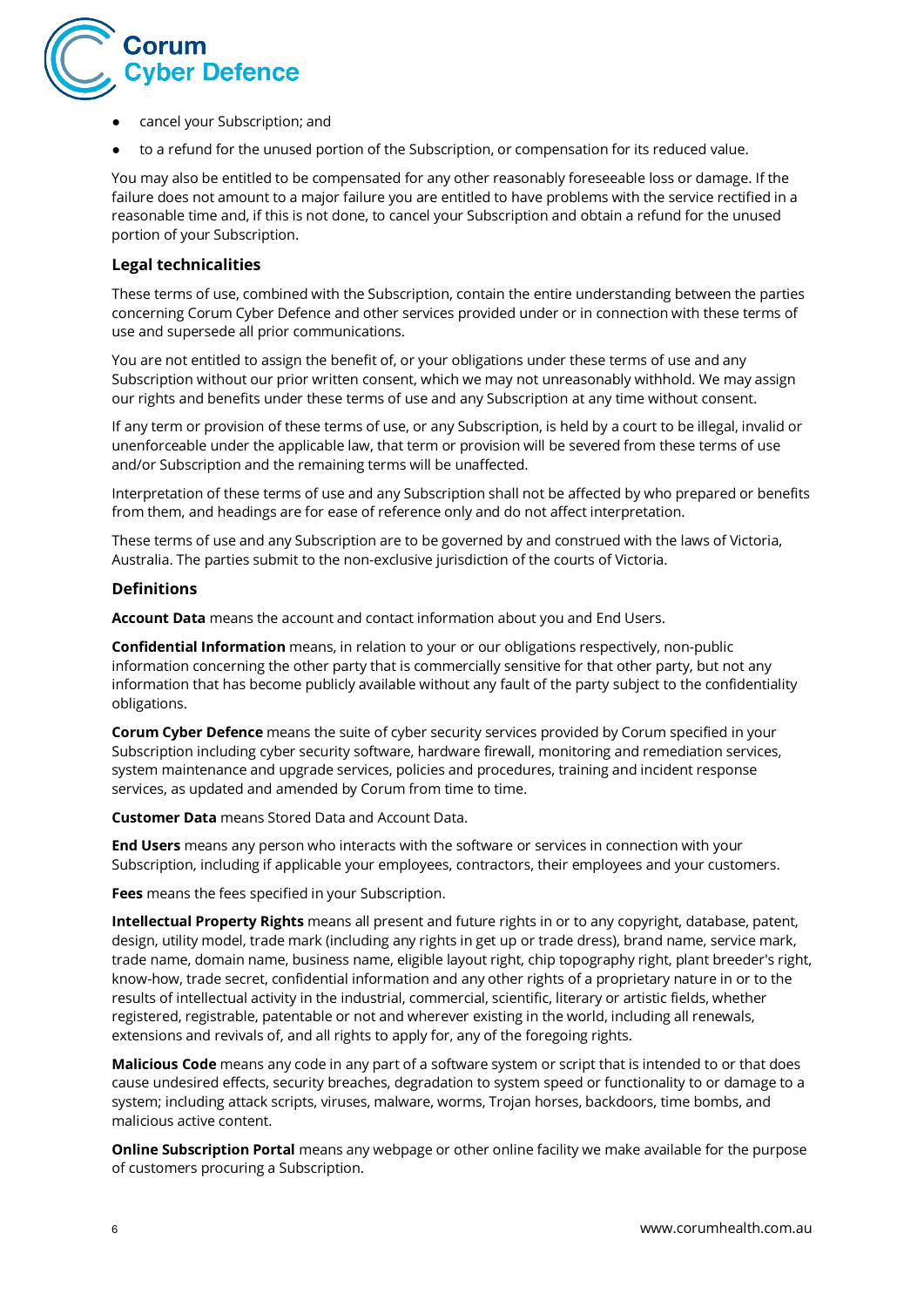- cancel your Subscription; and
- to a refund for the unused portion of the Subscription, or compensation for its reduced value.

You may also be entitled to be compensated for any other reasonably foreseeable loss or damage. If the failure does not amount to a major failure you are entitled to have problems with the service rectified in a reasonable time and, if this is not done, to cancel your Subscription and obtain a refund for the unused portion of your Subscription.

### Legal technicalities

These terms of use, combined with the Subscription, contain the entire understanding between the parties concerning Corum Cyber Defence and other services provided under or in connection with these terms of use and supersede all prior communications.

You are not entitled to assign the benefit of, or your obligations under these terms of use and any Subscription without our prior written consent, which we may not unreasonably withhold. We may assign our rights and benefits under these terms of use and any Subscription at any time without consent.

If any term or provision of these terms of use, or any Subscription, is held by a court to be illegal, invalid or unenforceable under the applicable law, that term or provision will be severed from these terms of use and/or Subscription and the remaining terms will be unaffected.

Interpretation of these terms of use and any Subscription shall not be affected by who prepared or benefits from them, and headings are for ease of reference only and do not affect interpretation.

These terms of use and any Subscription are to be governed by and construed with the laws of Victoria, Australia. The parties submit to the non-exclusive jurisdiction of the courts of Victoria.

### Definitions

**Account Data** means the account and contact information about you and End Users.

**Confidential Information** means, in relation to your or our obligations respectively, non-public information concerning the other party that is commercially sensitive for that other party, but not any information that has become publicly available without any fault of the party subject to the confidentiality obligations.

**Corum Cyber Defence** means the suite of cyber security services provided by Corum specified in your Subscription including cyber security software, hardware firewall, monitoring and remediation services, system maintenance and upgrade services, policies and procedures, training and incident response services, as updated and amended by Corum from time to time.

**Customer Data** means Stored Data and Account Data.

**End Users** means any person who interacts with the software or services in connection with your Subscription, including if applicable your employees, contractors, their employees and your customers.

**Fees** means the fees specified in your Subscription.

**Intellectual Property Rights** means all present and future rights in or to any copyright, database, patent, design, utility model, trade mark (including any rights in get up or trade dress), brand name, service mark, trade name, domain name, business name, eligible layout right, chip topography right, plant breeder's right, know-how, trade secret, confidential information and any other rights of a proprietary nature in or to the results of intellectual activity in the industrial, commercial, scientific, literary or artistic fields, whether registered, registrable, patentable or not and wherever existing in the world, including all renewals, extensions and revivals of, and all rights to apply for, any of the foregoing rights.

**Malicious Code** means any code in any part of a software system or script that is intended to or that does cause undesired effects, security breaches, degradation to system speed or functionality to or damage to a system; including attack scripts, viruses, malware, worms, Trojan horses, backdoors, time bombs, and malicious active content.

**Online Subscription Portal** means any webpage or other online facility we make available for the purpose of customers procuring a Subscription.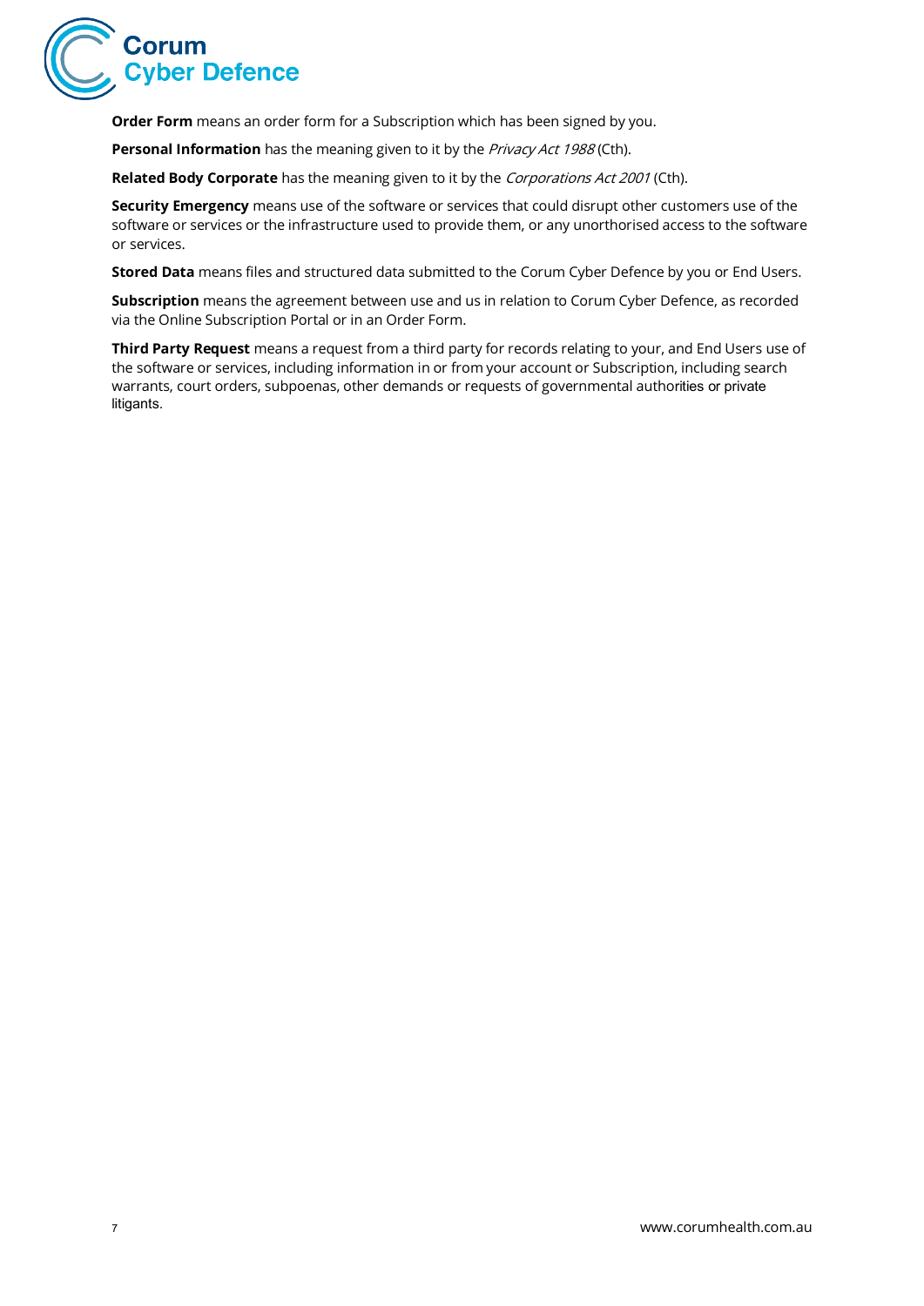**Order Form** means an order form for a Subscription which has been signed by you.

**Personal Information** has the meaning given to it by the *Privacy Act 1988* (Cth).

**Related Body Corporate** has the meaning given to it by the *Corporations Act 2001* (Cth).

**Security Emergency** means use of the software or services that could disrupt other customers use of the software or services or the infrastructure used to provide them, or any unorthorised access to the software or services.

**Stored Data** means files and structured data submitted to the Corum Cyber Defence by you or End Users.

**Subscription** means the agreement between use and us in relation to Corum Cyber Defence, as recorded via the Online Subscription Portal or in an Order Form.

**Third Party Request** means a request from a third party for records relating to your, and End Users use of the software or services, including information in or from your account or Subscription, including search warrants, court orders, subpoenas, other demands or requests of governmental authorities or private litigants.